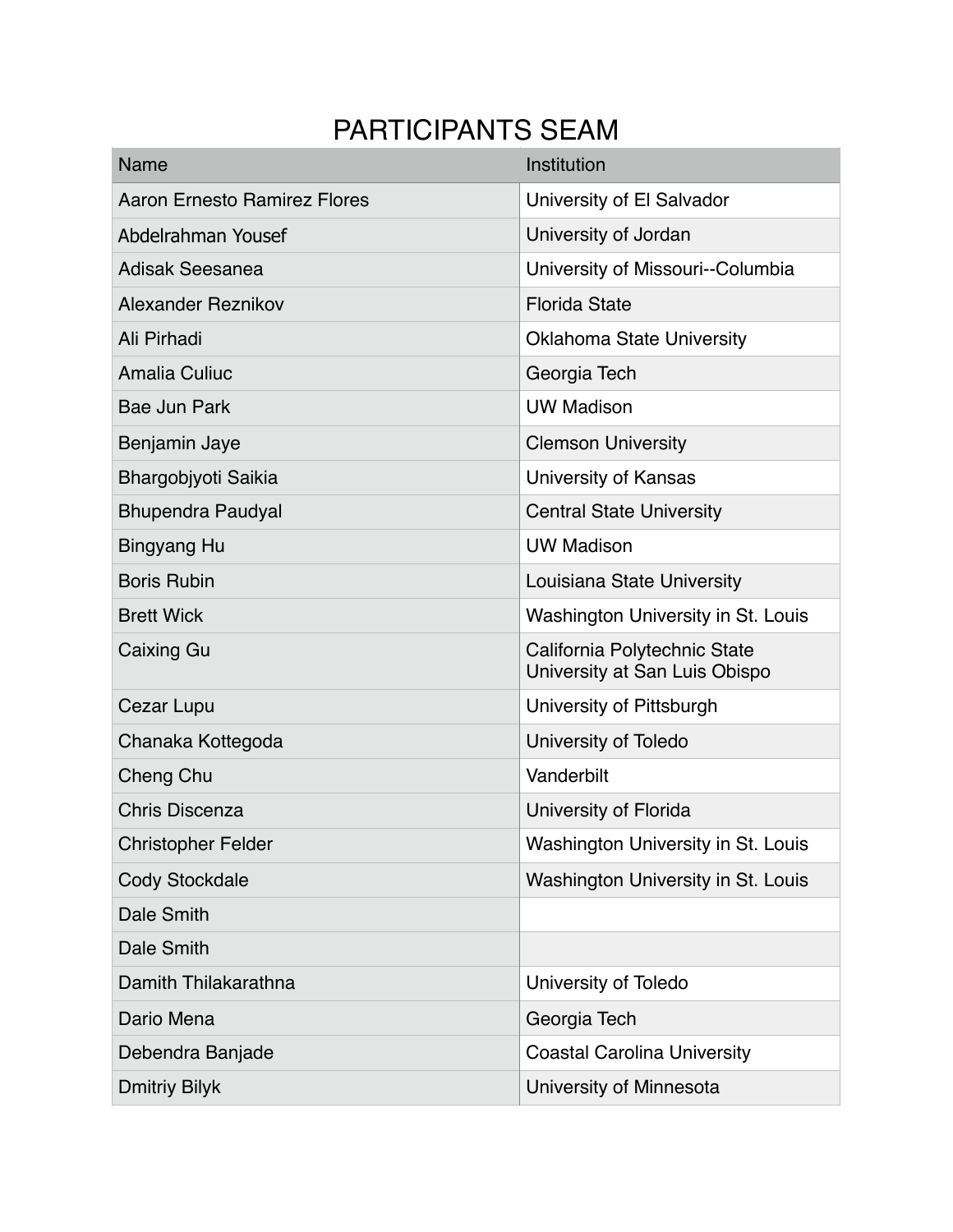# PARTICIPANTS SEAM

| Name | Institution |
|---|---|
| Aaron Ernesto Ramirez Flores | University of El Salvador |
| Abdelrahman Yousef | University of Jordan |
| Adisak Seesanea | University of Missouri--Columbia |
| Alexander Reznikov | Florida State |
| Ali Pirhadi | Oklahoma State University |
| Amalia Culiuc | Georgia Tech |
| Bae Jun Park | UW Madison |
| Benjamin Jaye | Clemson University |
| Bhargobjyoti Saikia | University of Kansas |
| Bhupendra Paudyal | Central State University |
| Bingyang Hu | UW Madison |
| Boris Rubin | Louisiana State University |
| Brett Wick | Washington University in St. Louis |
| Caixing Gu | California Polytechnic State University at San Luis Obispo |
| Cezar Lupu | University of Pittsburgh |
| Chanaka Kottegoda | University of Toledo |
| Cheng Chu | Vanderbilt |
| Chris Discenza | University of Florida |
| Christopher Felder | Washington University in St. Louis |
| Cody Stockdale | Washington University in St. Louis |
| Dale Smith | |
| Dale Smith | |
| Damith Thilakarathna | University of Toledo |
| Dario Mena | Georgia Tech |
| Debendra Banjade | Coastal Carolina University |
| Dmitriy Bilyk | University of Minnesota |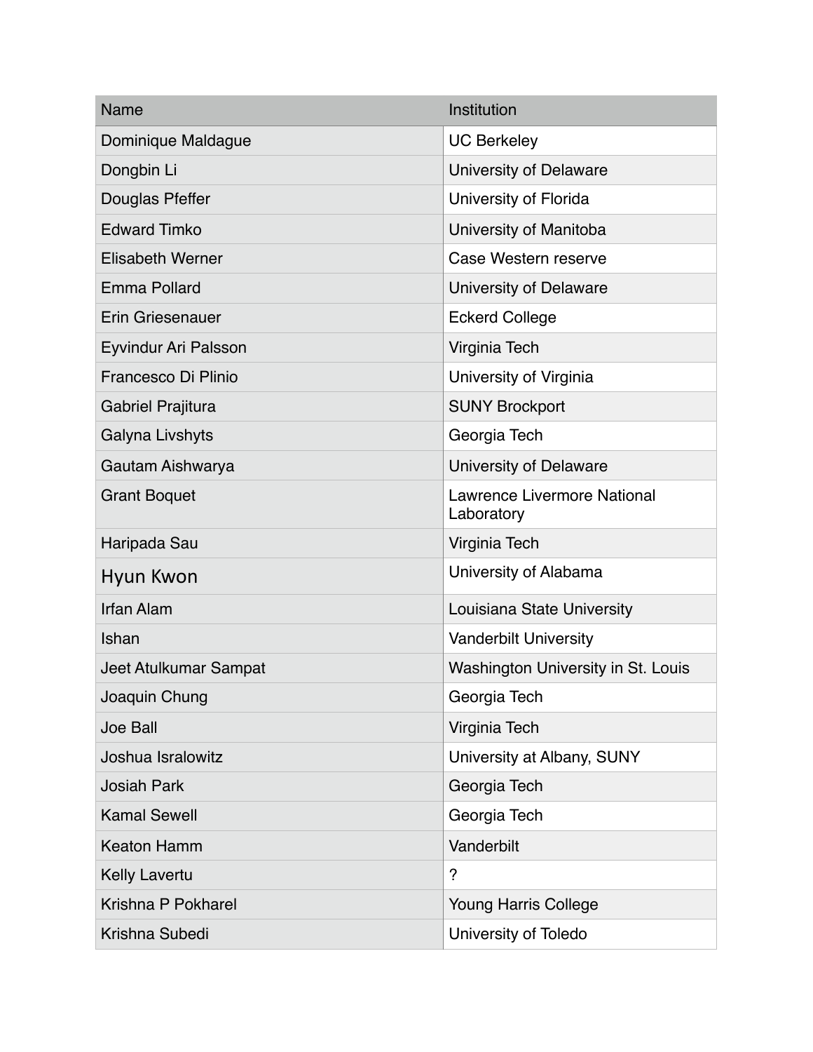| Name | Institution |
| --- | --- |
| Dominique Maldague | UC Berkeley |
| Dongbin Li | University of Delaware |
| Douglas Pfeffer | University of Florida |
| Edward Timko | University of Manitoba |
| Elisabeth Werner | Case Western reserve |
| Emma Pollard | University of Delaware |
| Erin Griesenauer | Eckerd College |
| Eyvindur Ari Palsson | Virginia Tech |
| Francesco Di Plinio | University of Virginia |
| Gabriel Prajitura | SUNY Brockport |
| Galyna Livshyts | Georgia Tech |
| Gautam Aishwarya | University of Delaware |
| Grant Boquet | Lawrence Livermore National Laboratory |
| Haripada Sau | Virginia Tech |
| Hyun Kwon | University of Alabama |
| Irfan Alam | Louisiana State University |
| Ishan | Vanderbilt University |
| Jeet Atulkumar Sampat | Washington University in St. Louis |
| Joaquin Chung | Georgia Tech |
| Joe Ball | Virginia Tech |
| Joshua Isralowitz | University at Albany, SUNY |
| Josiah Park | Georgia Tech |
| Kamal Sewell | Georgia Tech |
| Keaton Hamm | Vanderbilt |
| Kelly Lavertu | ? |
| Krishna P Pokharel | Young Harris College |
| Krishna Subedi | University of Toledo |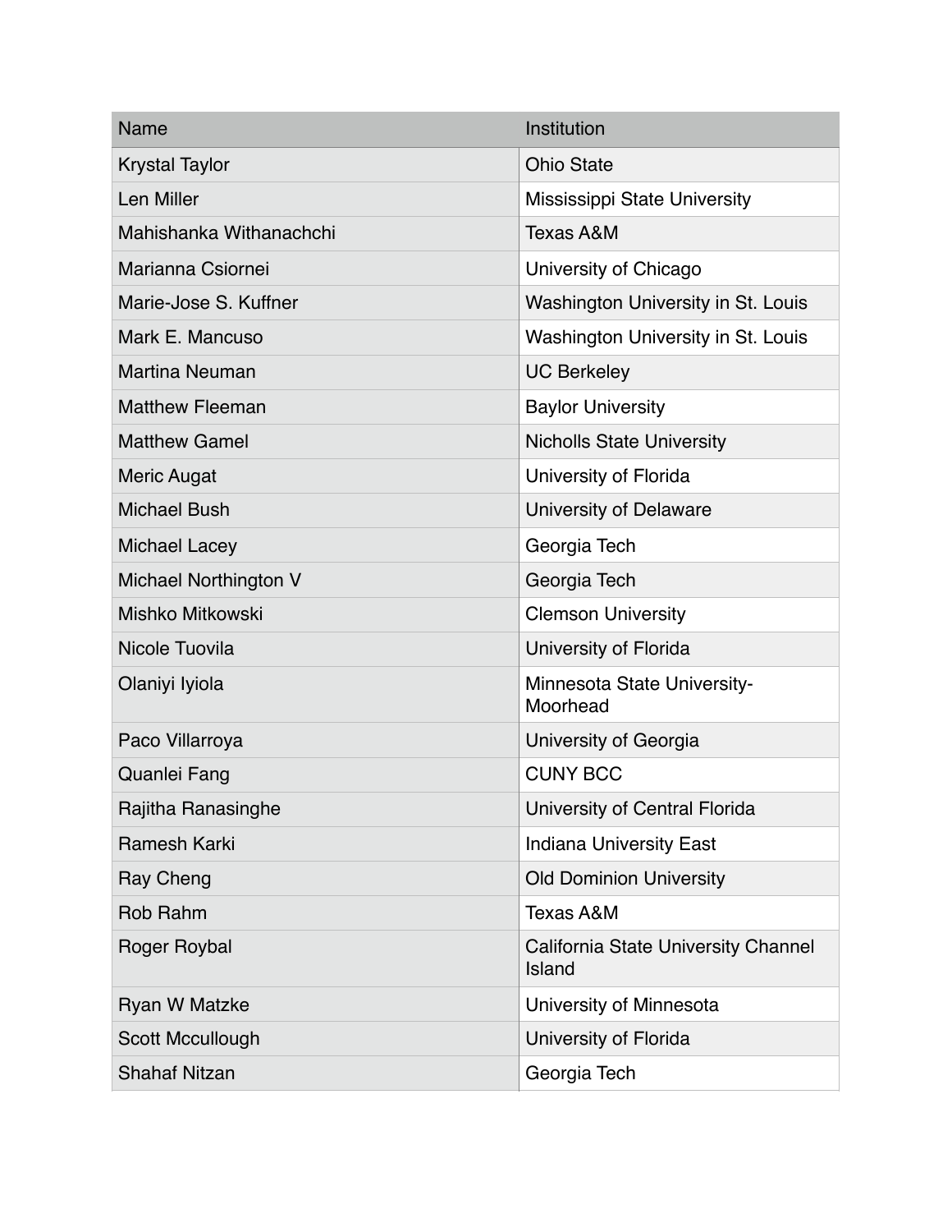| Name | Institution |
| --- | --- |
| Krystal Taylor | Ohio State |
| Len Miller | Mississippi State University |
| Mahishanka Withanachchi | Texas A&M |
| Marianna Csiornei | University of Chicago |
| Marie-Jose S. Kuffner | Washington University in St. Louis |
| Mark E. Mancuso | Washington University in St. Louis |
| Martina Neuman | UC Berkeley |
| Matthew Fleeman | Baylor University |
| Matthew Gamel | Nicholls State University |
| Meric Augat | University of Florida |
| Michael Bush | University of Delaware |
| Michael Lacey | Georgia Tech |
| Michael Northington V | Georgia Tech |
| Mishko Mitkowski | Clemson University |
| Nicole Tuovila | University of Florida |
| Olaniyi Iyiola | Minnesota State University-Moorhead |
| Paco Villarroya | University of Georgia |
| Quanlei Fang | CUNY BCC |
| Rajitha Ranasinghe | University of Central Florida |
| Ramesh Karki | Indiana University East |
| Ray Cheng | Old Dominion University |
| Rob Rahm | Texas A&M |
| Roger Roybal | California State University Channel Island |
| Ryan W Matzke | University of Minnesota |
| Scott Mccullough | University of Florida |
| Shahaf Nitzan | Georgia Tech |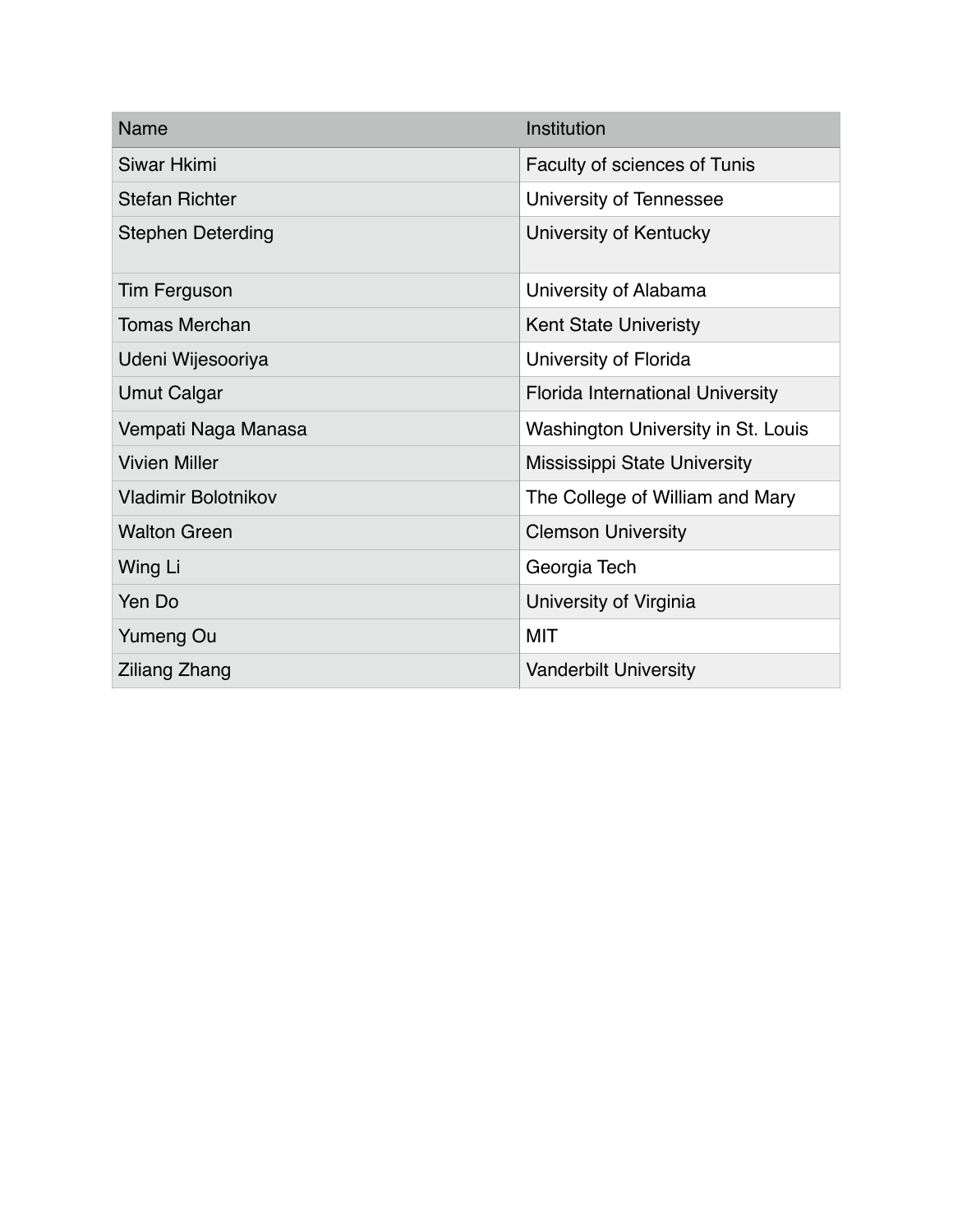| Name | Institution |
| --- | --- |
| Siwar Hkimi | Faculty of sciences of Tunis |
| Stefan Richter | University of Tennessee |
| Stephen Deterding | University of Kentucky |
| Tim Ferguson | University of Alabama |
| Tomas Merchan | Kent State Univeristy |
| Udeni Wijesooriya | University of Florida |
| Umut Calgar | Florida International University |
| Vempati Naga Manasa | Washington University in St. Louis |
| Vivien Miller | Mississippi State University |
| Vladimir Bolotnikov | The College of William and Mary |
| Walton Green | Clemson University |
| Wing Li | Georgia Tech |
| Yen Do | University of Virginia |
| Yumeng Ou | MIT |
| Ziliang Zhang | Vanderbilt University |